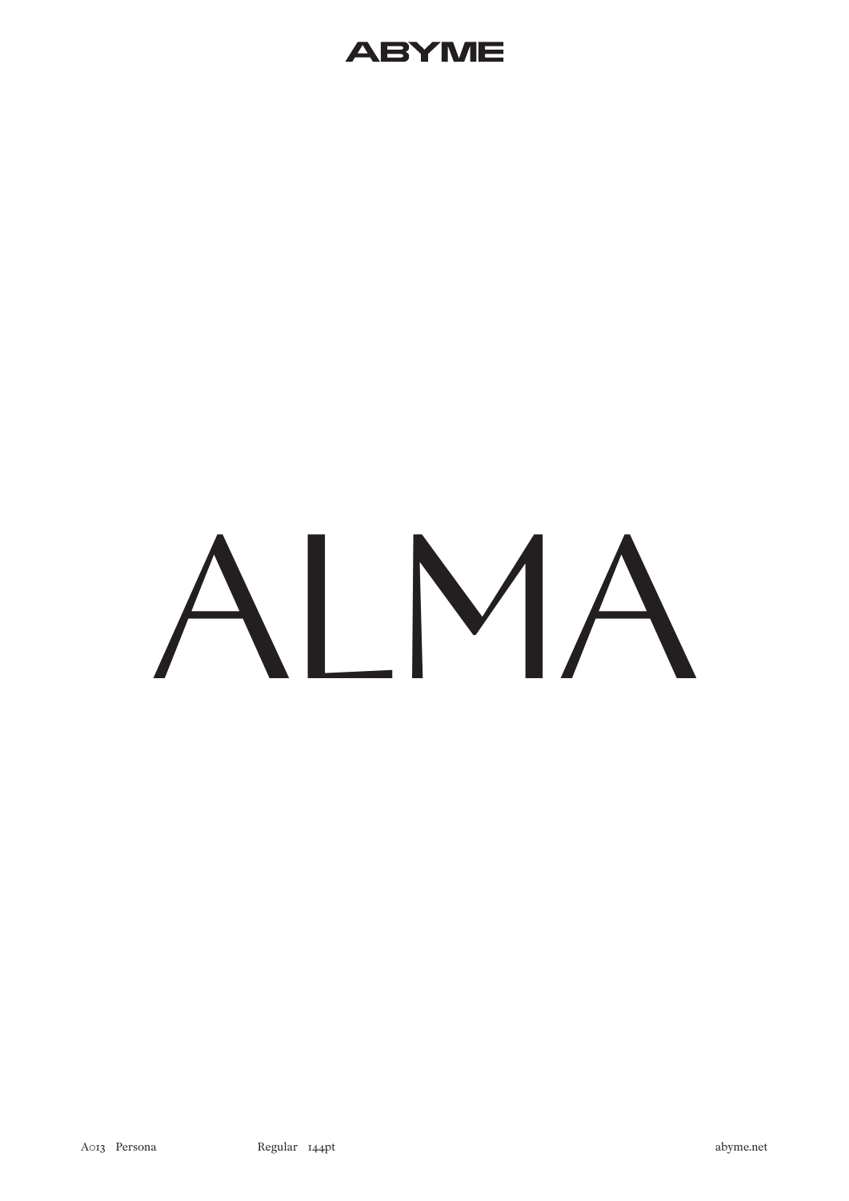ABYME

# ALMA

A013 Persona Regular 144pt abyme.net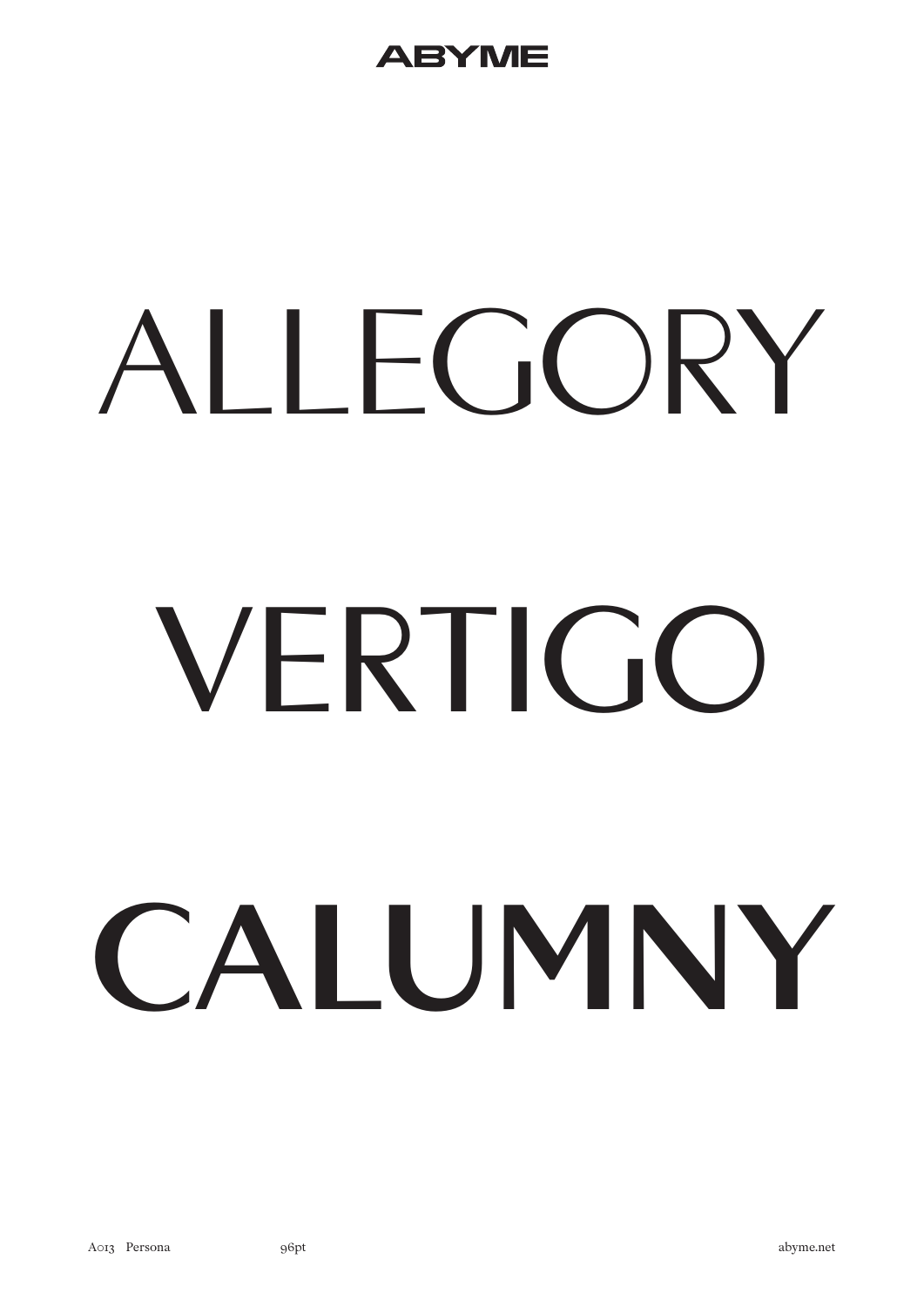ABYME

ALLEGORY

VERTIGO

**CALUMNY**

A013 Persona 96pt abyme.net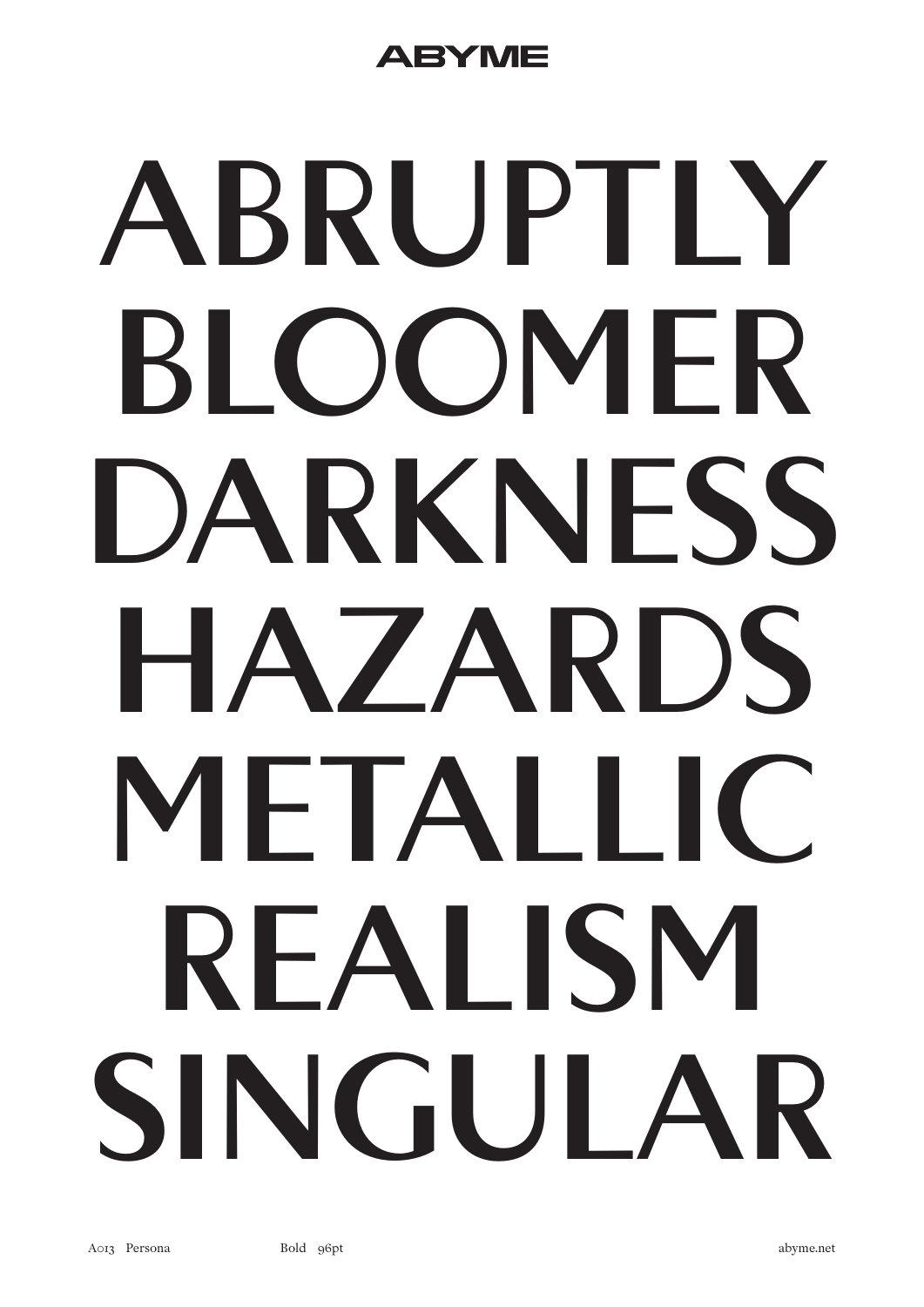ABYME

ABRUPTLY
BLOOMER
DARKNESS
HAZARDS
METALLIC
REALISM
SINGULAR

A013 Persona Bold 96pt abyme.net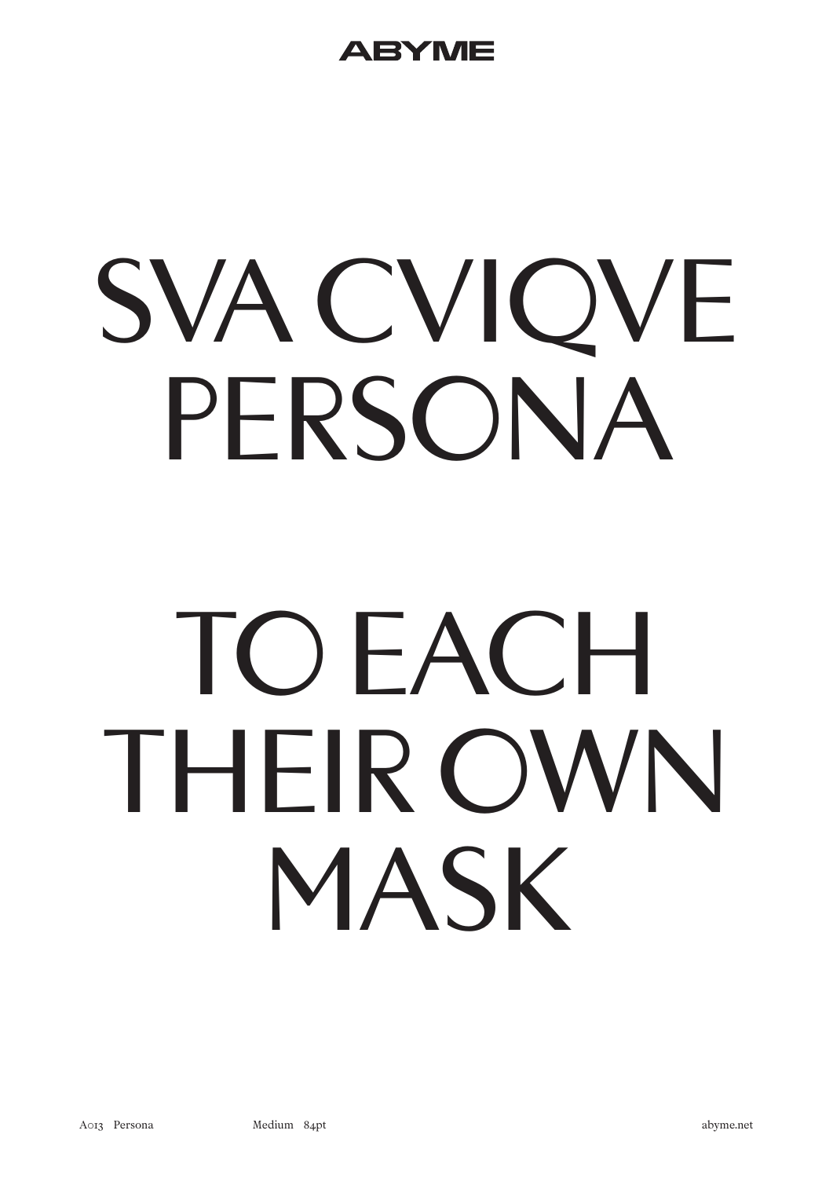# SVA CVIQVE PERSONA

# TO EACH THEIR OWN MASK

A013 Persona Medium 84pt abyme.net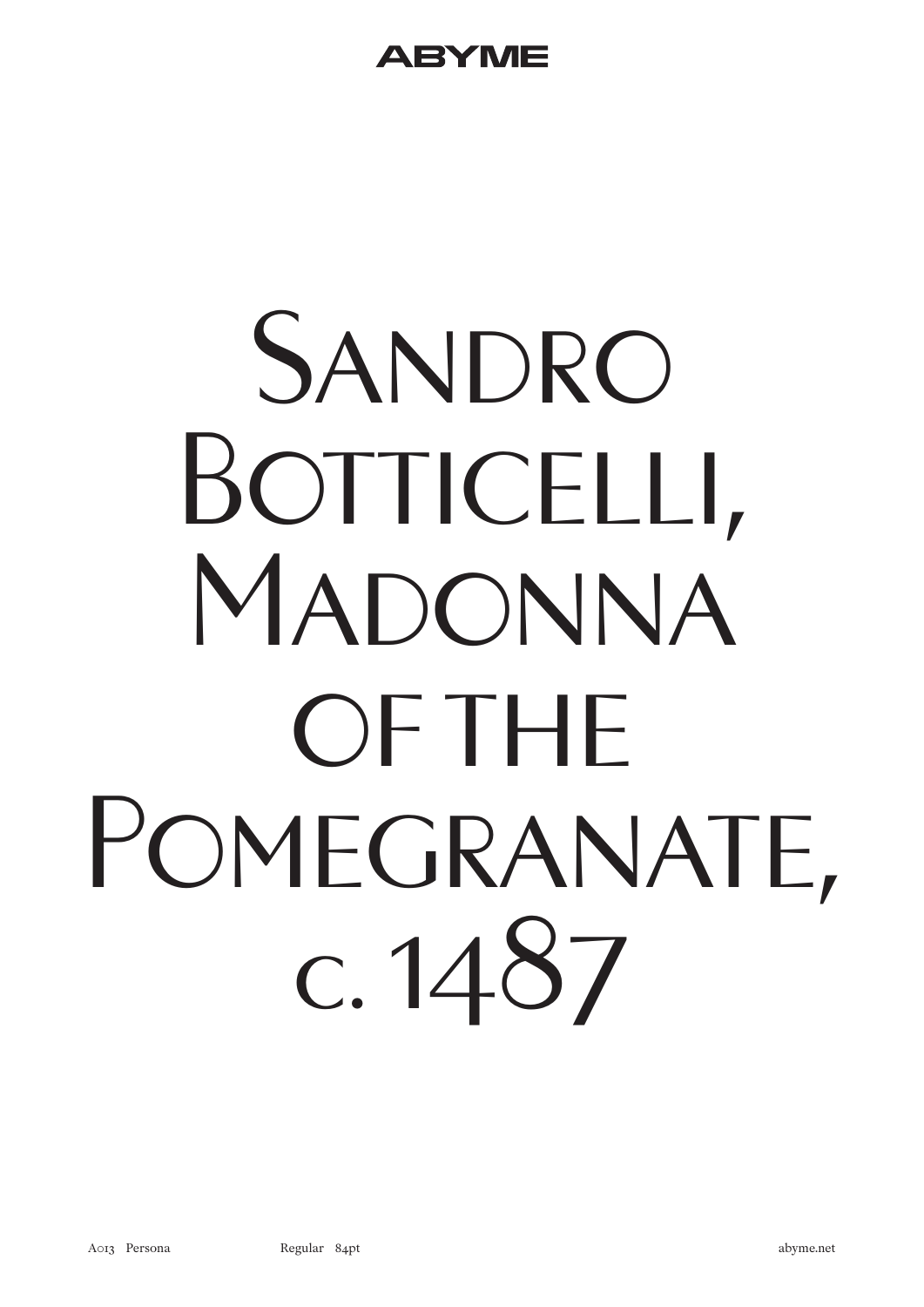# Sandro Botticelli, Madonna of the Pomegranate, c. 1487

A013 Persona Regular 84pt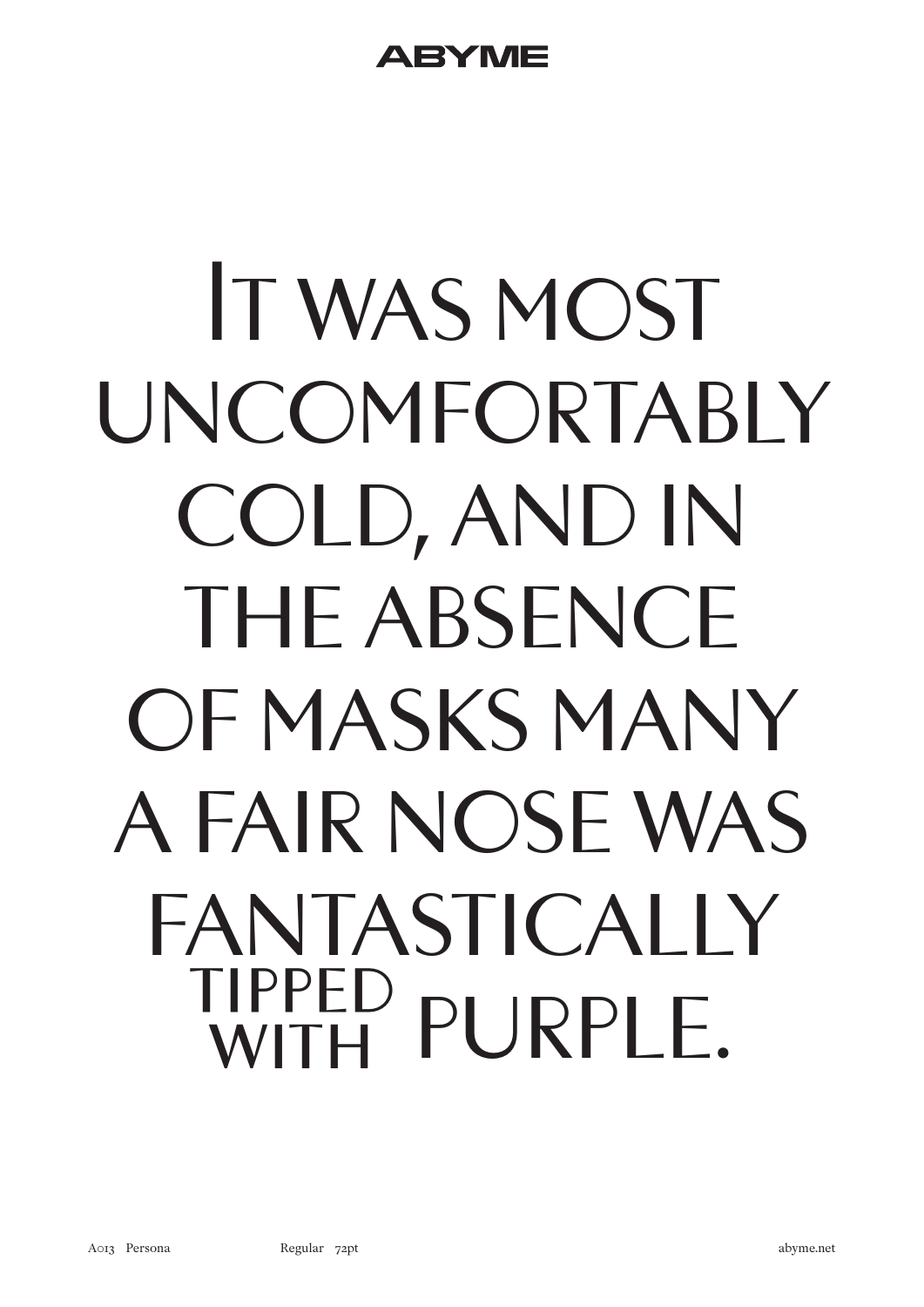ABYME

IT WAS MOST UNCOMFORTABLY COLD, AND IN THE ABSENCE OF MASKS MANY A FAIR NOSE WAS FANTASTICALLY TIPPED WITH PURPLE.

A013 Persona Regular 72pt abyme.net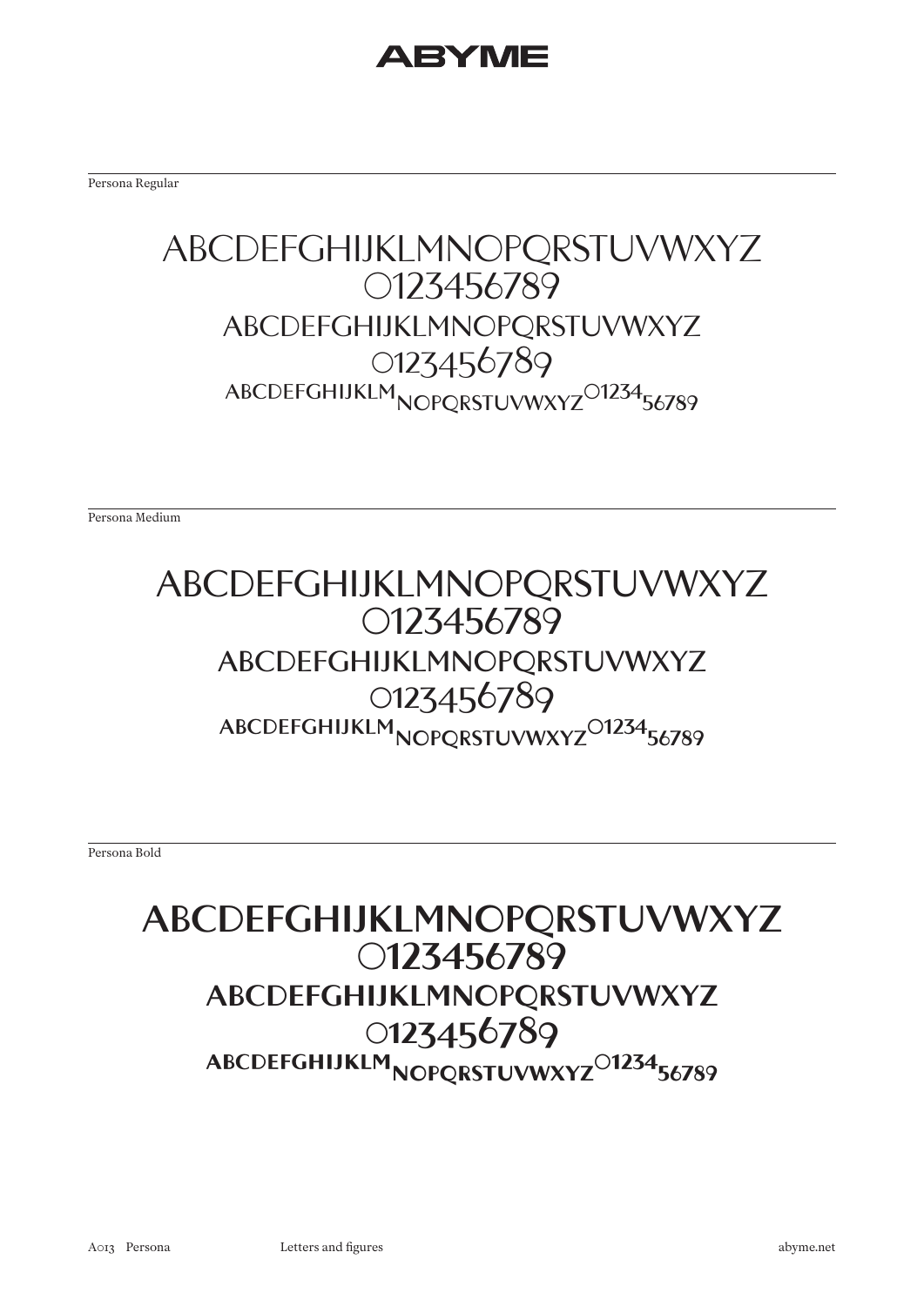Persona Regular

ABCDEFGHIJKLMNOPQRSTUVWXYZ
0123456789
ABCDEFGHIJKLMNOPQRSTUVWXYZ
0123456789
ABCDEFGHIJKLMNOPQRSTUVWXYZ0123456789

Persona Medium

ABCDEFGHIJKLMNOPQRSTUVWXYZ
0123456789
ABCDEFGHIJKLMNOPQRSTUVWXYZ
0123456789
ABCDEFGHIJKLMNOPQRSTUVWXYZ0123456789

Persona Bold

**ABCDEFGHIJKLMNOPQRSTUVWXYZ**
**0123456789**
**ABCDEFGHIJKLMNOPQRSTUVWXYZ**
**0123456789**
**ABCDEFGHIJKLMNOPQRSTUVWXYZ0123456789**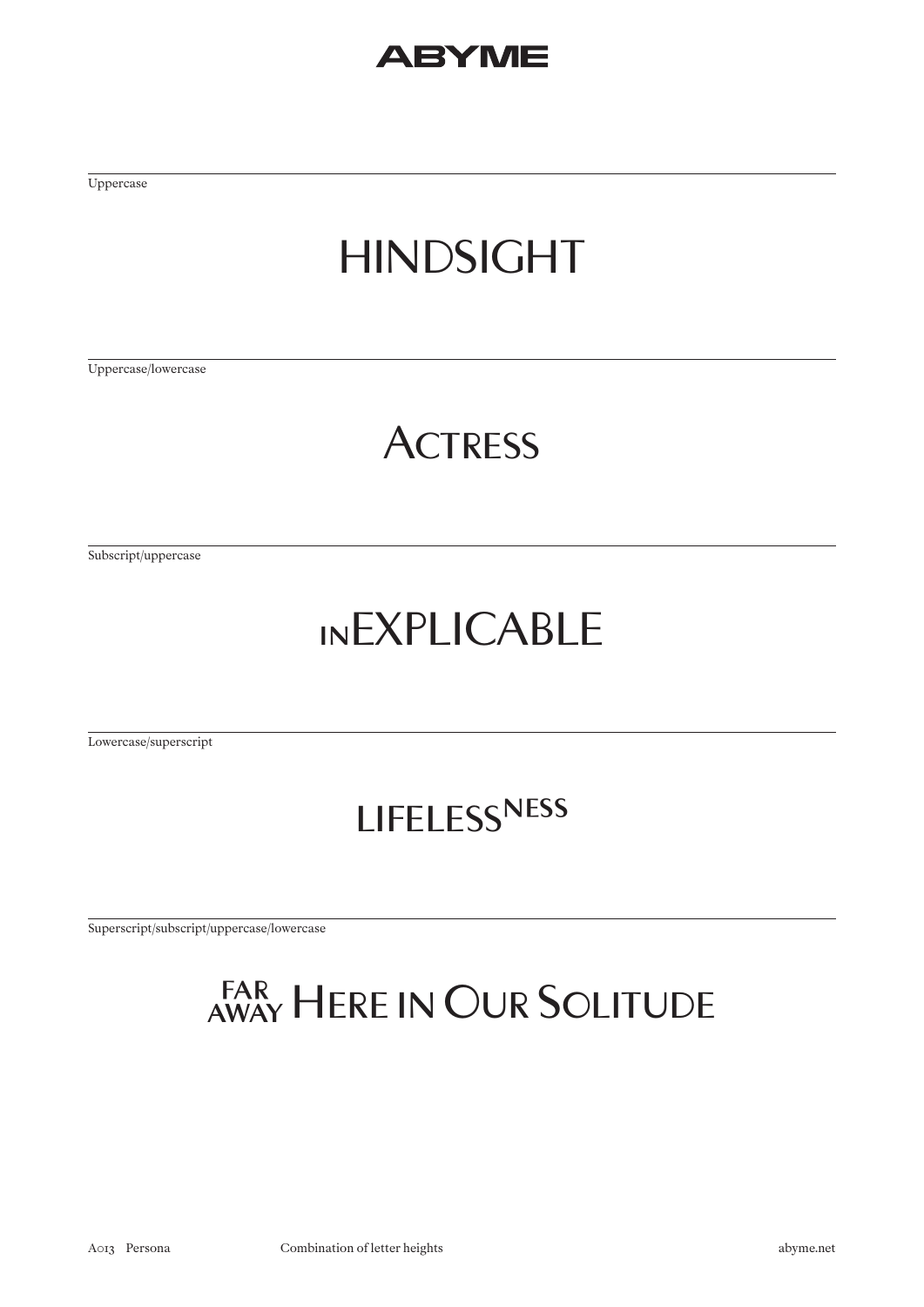Uppercase

HINDSIGHT

Uppercase/lowercase

Actress

Subscript/uppercase

inEXPLICABLE

Lowercase/superscript

lifelessness

Superscript/subscript/uppercase/lowercase

far away Here in Our Solitude

A013 Persona Combination of letter heights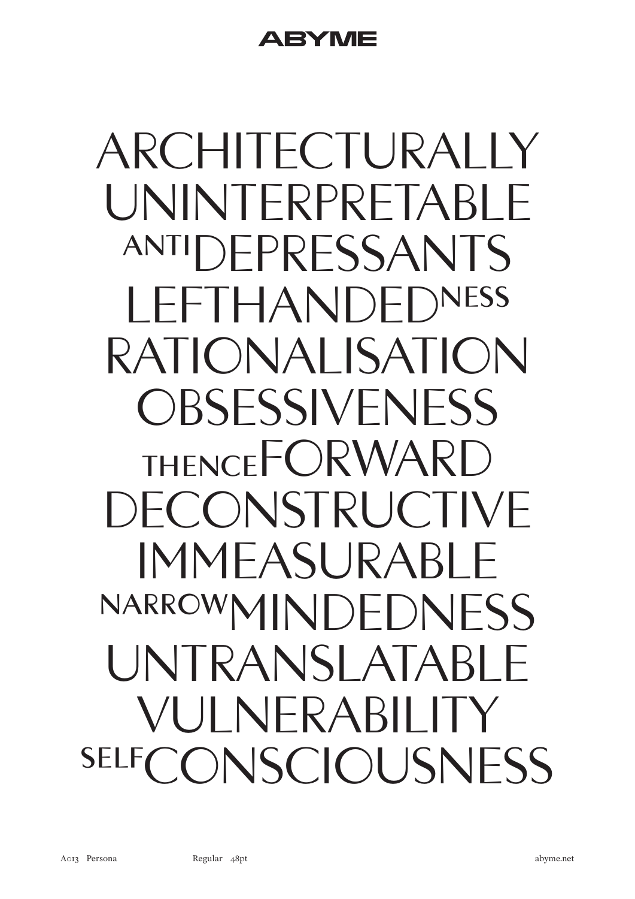ABYME

ARCHITECTURALLY
UNINTERPRETABLE
ANTIDEPRESSANTS
LEFTHANDEDNESS
RATIONALISATION
OBSESSIVENESS
THENCEFORWARD
DECONSTRUCTIVE
IMMEASURABLE
NARROWMINDEDNESS
UNTRANSLATABLE
VULNERABILITY
SELFCONSCIOUSNESS

A013 Persona Regular 48pt abyme.net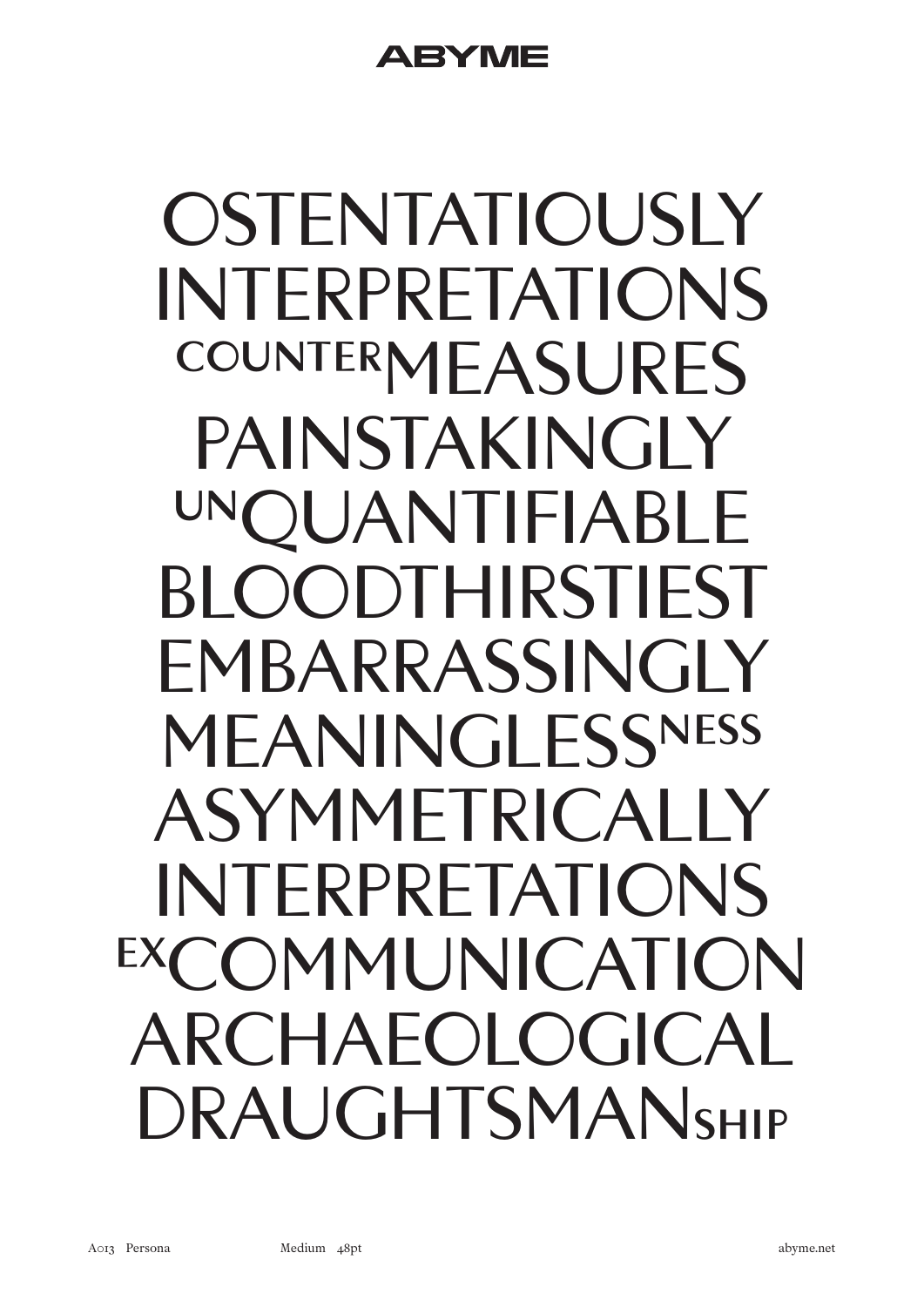ABYME

OSTENTATIOUSLY
INTERPRETATIONS
COUNTERMEASURES
PAINSTAKINGLY
UNQUANTIFIABLE
BLOODTHIRSTIEST
EMBARRASSINGLY
MEANINGLESSNESS
ASYMMETRICALLY
INTERPRETATIONS
EXCOMMUNICATION
ARCHAEOLOGICAL
DRAUGHTSMANSHIP

A013 Persona Medium 48pt abyme.net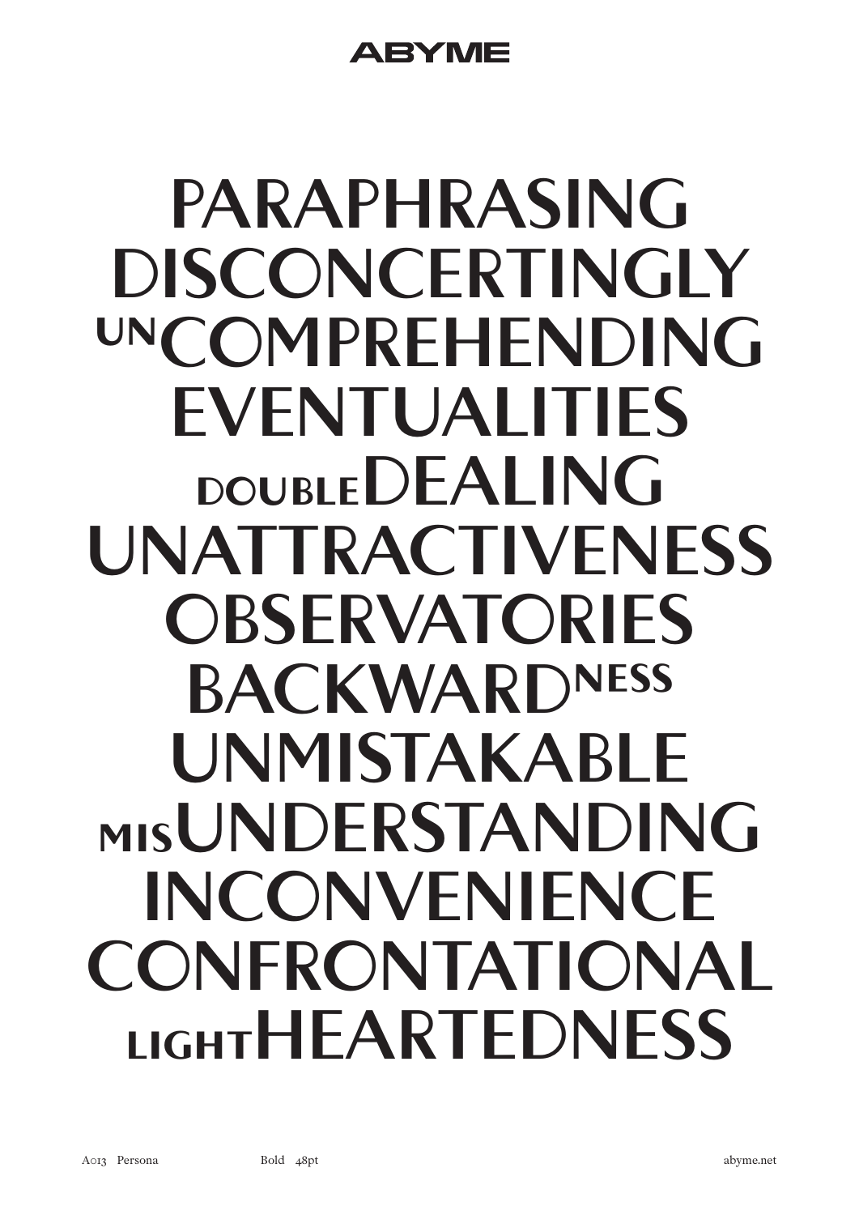PARAPHRASING
DISCONCERTINGLY
UNCOMPREHENDING
EVENTUALITIES
DOUBLEDEALING
UNATTRACTIVENESS
OBSERVATORIES
BACKWARDNESS
UNMISTAKABLE
MISUNDERSTANDING
INCONVENIENCE
CONFRONTATIONAL
LIGHTHEARTEDNESS

A013 Persona Bold 48pt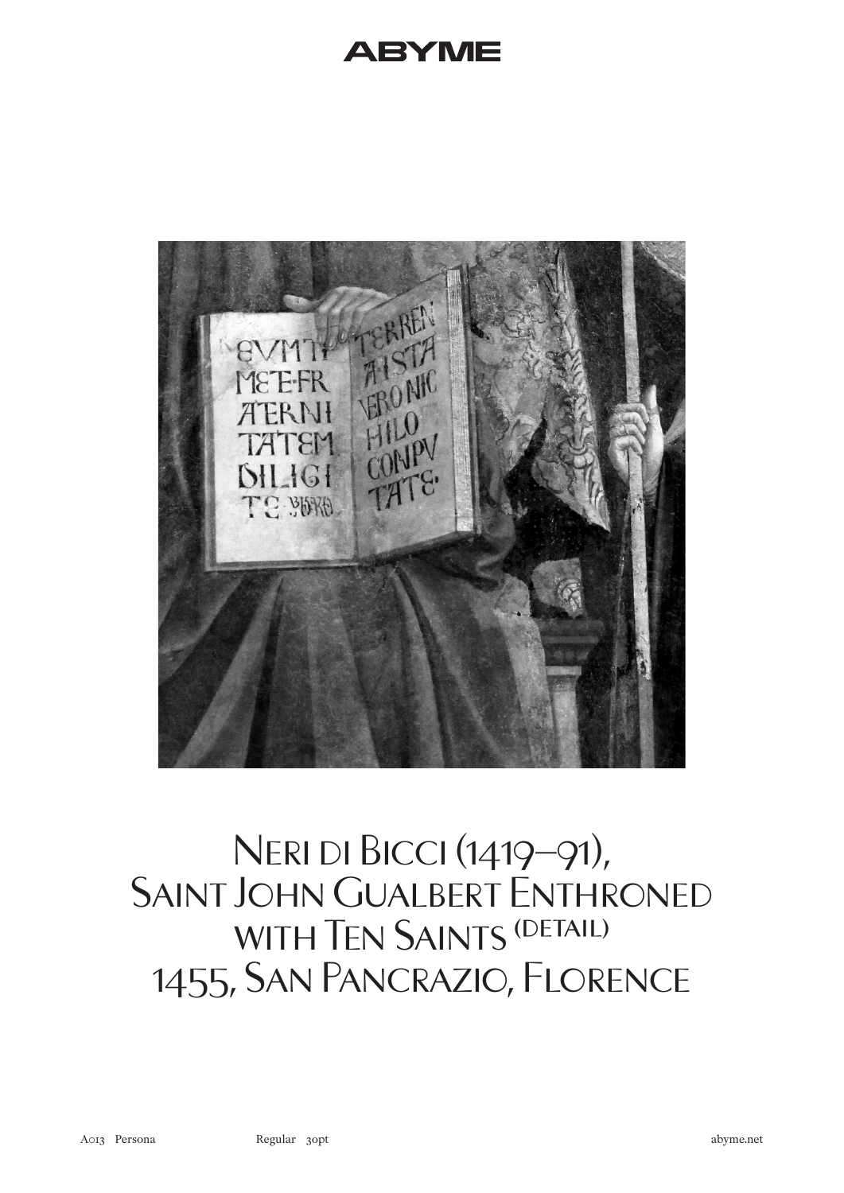Neri di Bicci (1419–91),
Saint John Gualbert Enthroned
with Ten Saints (detail)
1455, San Pancrazio, Florence

A013 Persona Regular 30pt abyme.net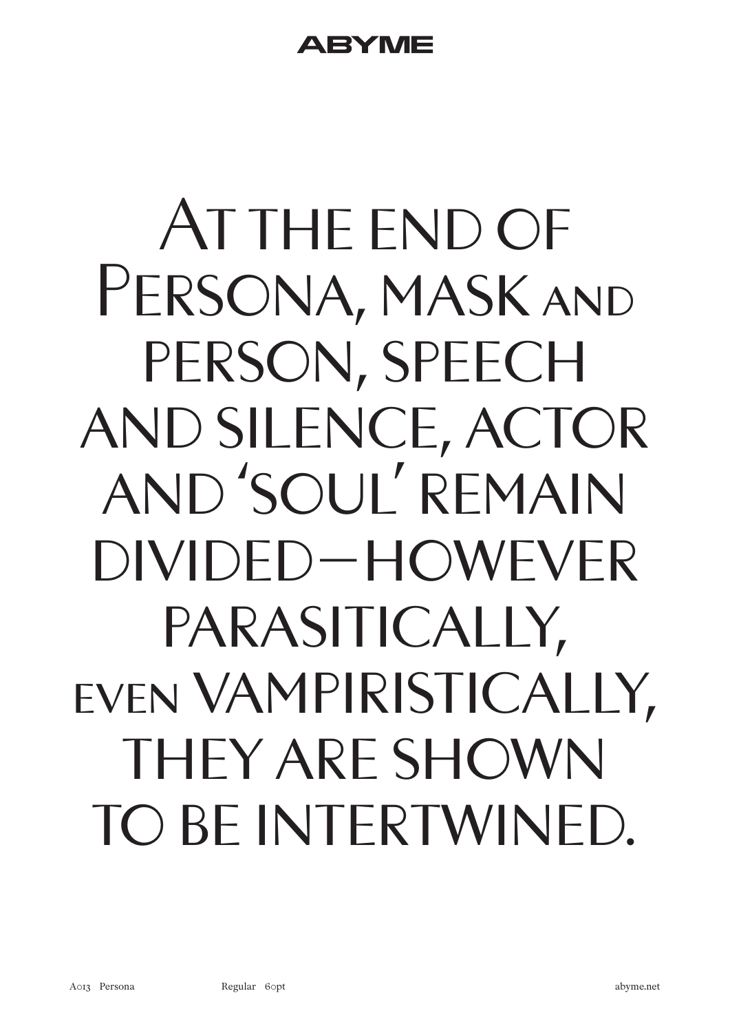ABYME

AT THE END OF PERSONA, MASK AND PERSON, SPEECH AND SILENCE, ACTOR AND 'SOUL' REMAIN DIVIDED—HOWEVER PARASITICALLY, EVEN VAMPIRISTICALLY, THEY ARE SHOWN TO BE INTERTWINED.

A013 Persona Regular 60pt abyme.net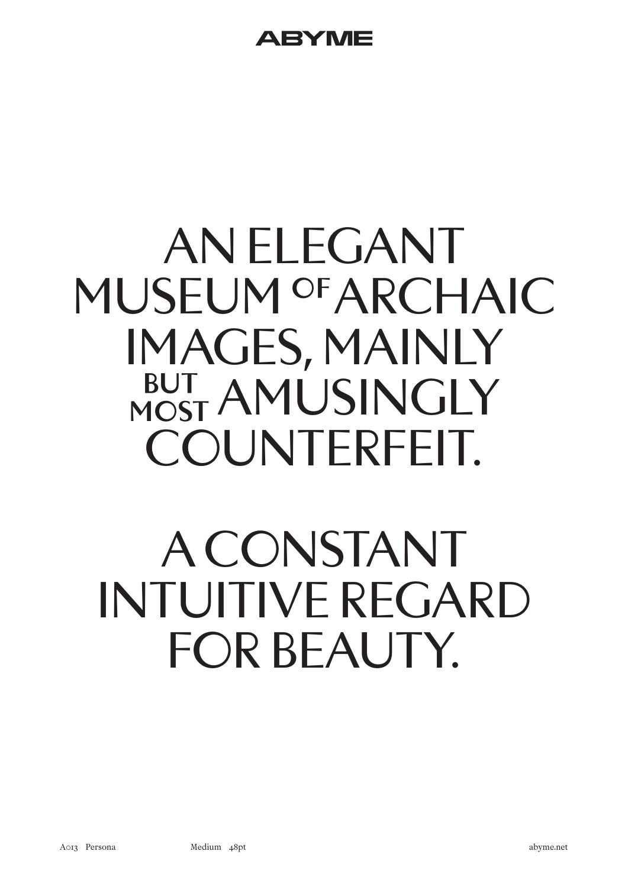AN ELEGANT
MUSEUM OF ARCHAIC
IMAGES, MAINLY
BUT MOST AMUSINGLY
COUNTERFEIT.

A CONSTANT
INTUITIVE REGARD
FOR BEAUTY.

A013 Persona Medium 48pt abyme.net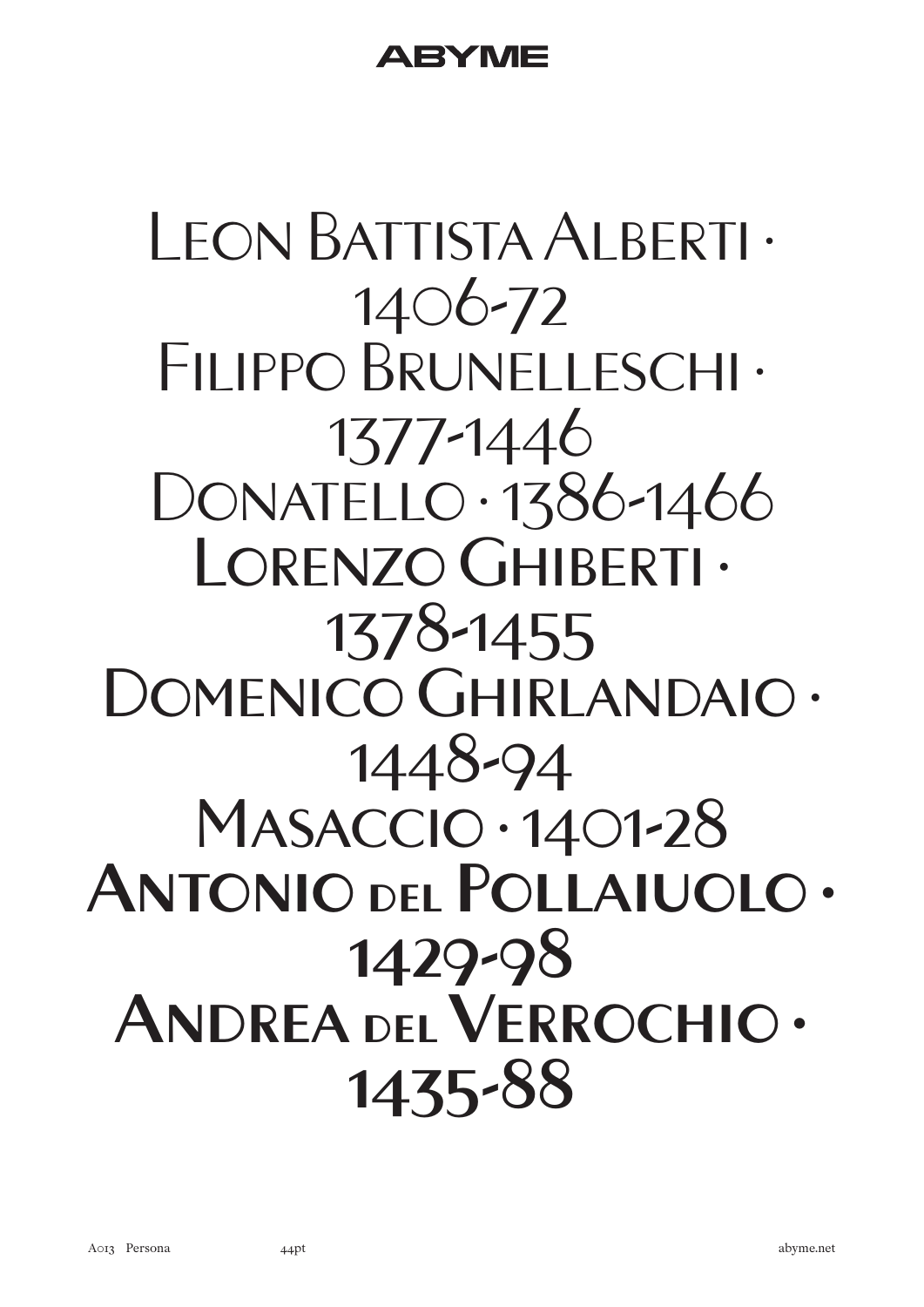Leon Battista Alberti · 1406-72
Filippo Brunelleschi · 1377-1446
Donatello · 1386-1466
Lorenzo Ghiberti · 1378-1455
Domenico Ghirlandaio · 1448-94
Masaccio · 1401-28
**Antonio del Pollaiuolo · 1429-98**
**Andrea del Verrochio · 1435-88**

A013 Persona 44pt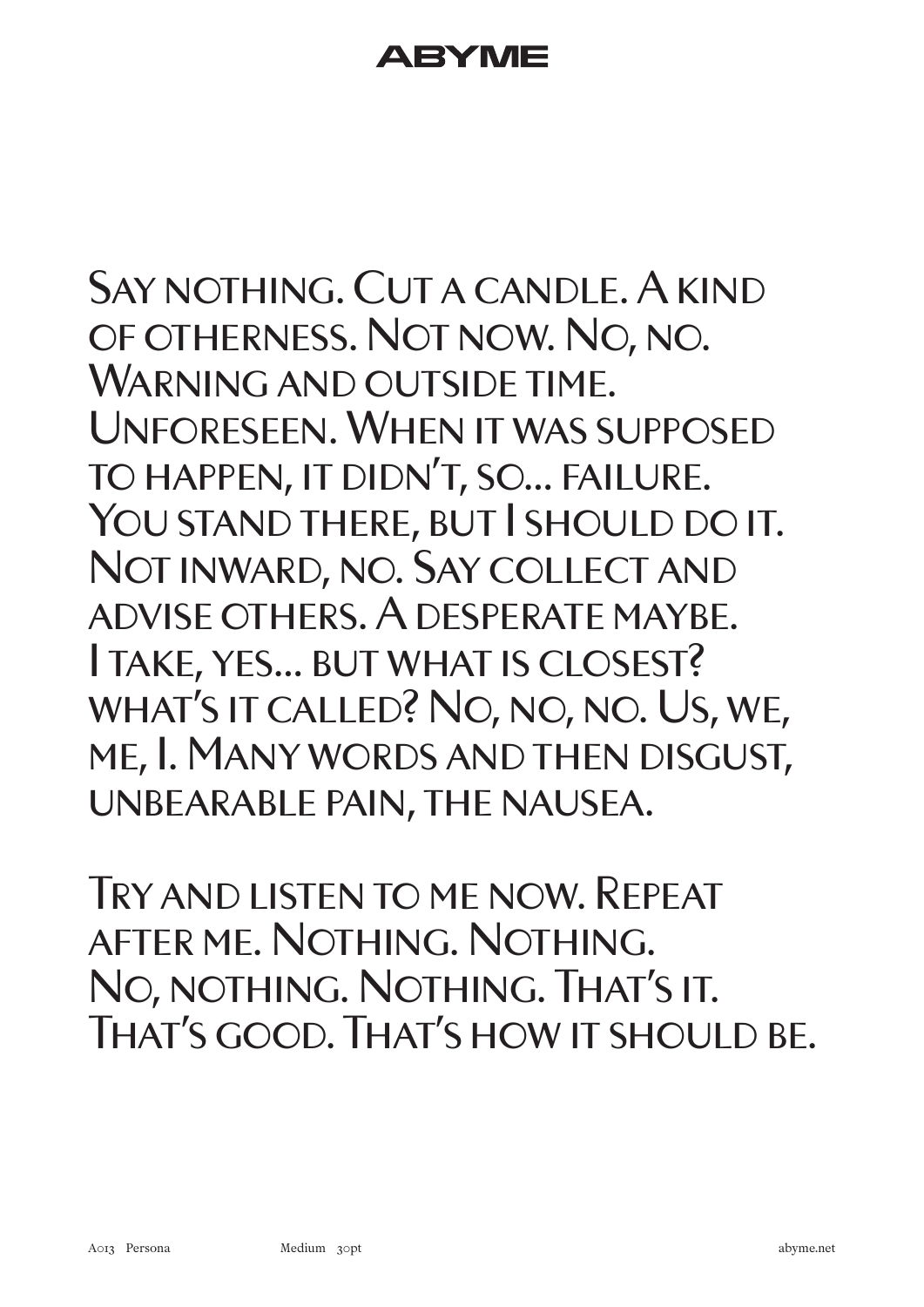# ABYME

Say nothing. Cut a candle. A kind of otherness. Not now. No, no. Warning and outside time. Unforeseen. When it was supposed to happen, it didn't, so... failure. You stand there, but I should do it. Not inward, no. Say collect and advise others. A desperate maybe. I take, yes... but what is closest? what's it called? No, no, no. Us, we, me, I. Many words and then disgust, unbearable pain, the nausea.

Try and listen to me now. Repeat after me. Nothing. Nothing. No, nothing. Nothing. That's it. That's good. That's how it should be.

A013 Persona Medium 30pt abyme.net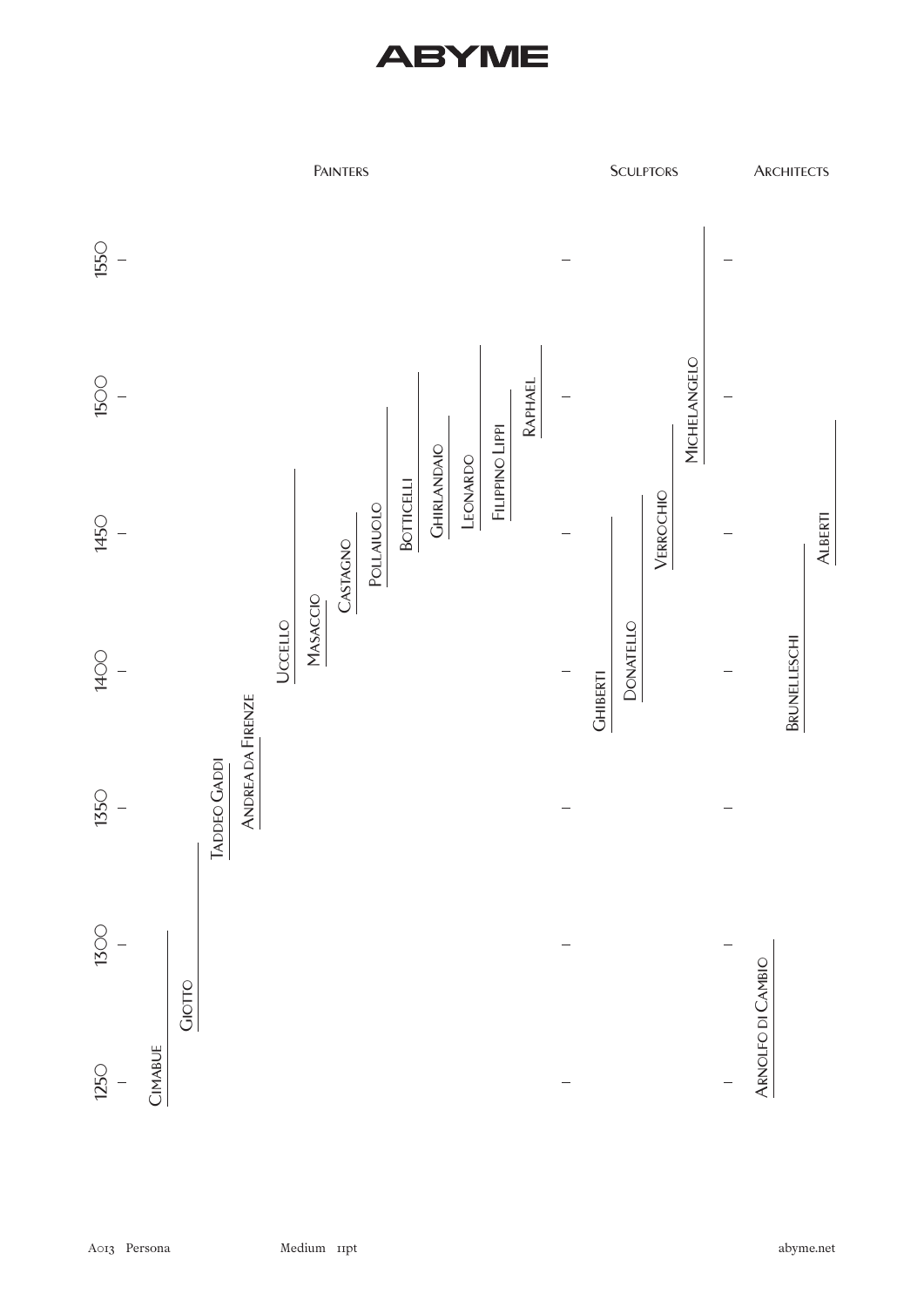# ABYME

Painters

Sculptors

Architects

1550

1500

1450

1400

1350

1300

1250

Cimabue

Giotto

Taddeo Gaddi

Andrea da Firenze

Uccello

Masaccio

Castagno

Pollaiuolo

Botticelli

Ghirlandaio

Leonardo

Filippino Lippi

Raphael

Ghiberti

Donatello

Verrochio

Michelangelo

Arnolfo di Cambio

Brunelleschi

Alberti

A013 Persona Medium 11pt abyme.net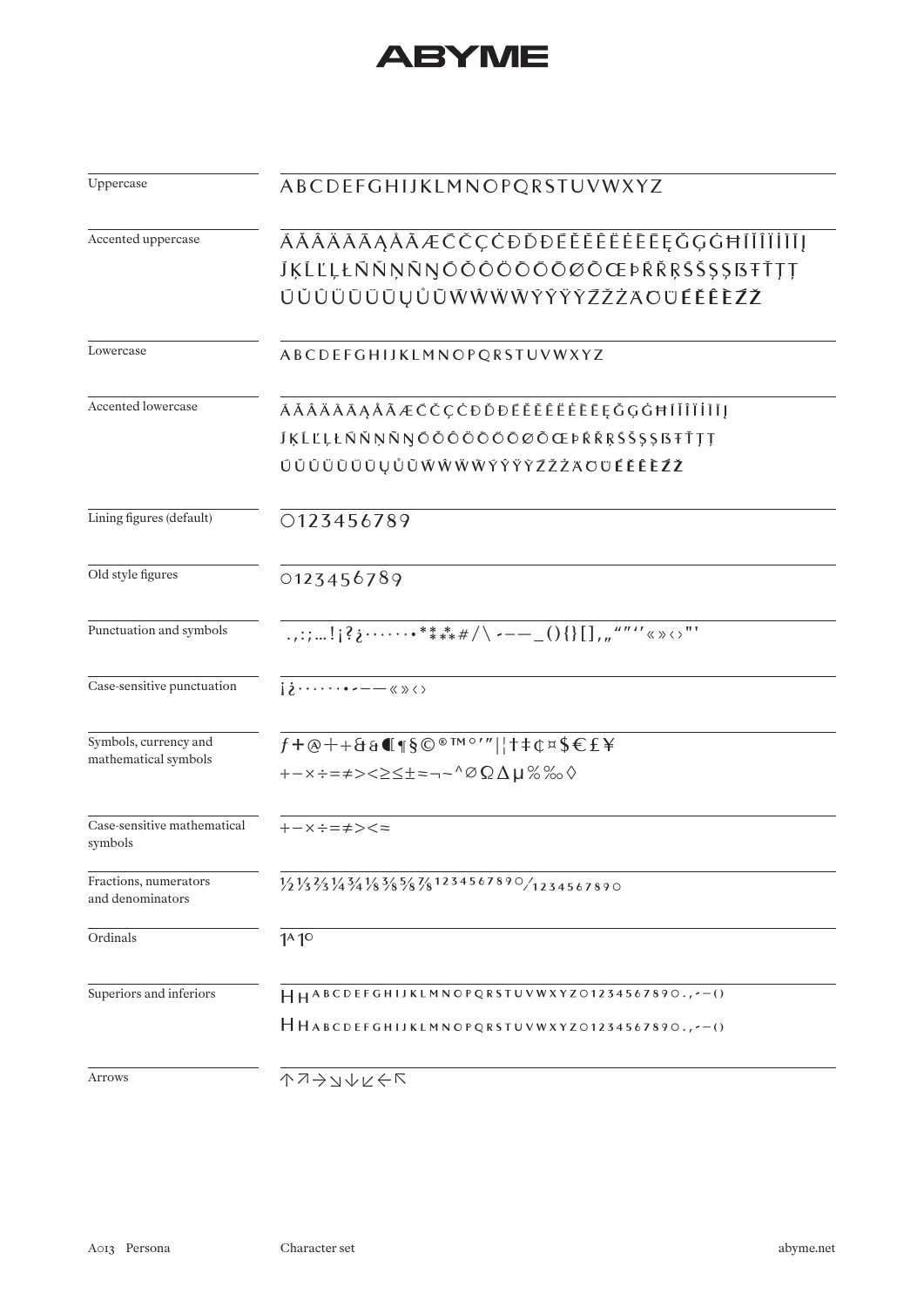# ABYME

| | |
|---|---|
| Uppercase | ABCDEFGHIJKLMNOPQRSTUVWXYZ |
| Accented uppercase | ÁĂÂÄÀĀĄÅÃÆĆČÇĊĐĎĐÉĚÊËĖÈĒĘĞĢĠĦÍĬÎÏİÌĪĮ ĴĶĹĽĻŁŃŇŅÑŊÓŎÔÖÒŐŌØÕŒÞŔŘŖŚŠŞȘẞŦŤŢȚ ÚŬÛÜÙŰŪŲŮŨẂŴẄẀÝŶŸỲŹŽŻ ǞȪǕÉÊÊÈŹŽ |
| Lowercase | ABCDEFGHIJKLMNOPQRSTUVWXYZ |
| Accented lowercase | ÁĂÂÄÀĀĄÅÃÆĆČÇĊĐĎĐÉĚÊËĖÈĒĘĞĢĠĦÍĬÎÏİÌĪĮ ĴĶĹĽĻŁŃŇŅÑŊÓŎÔÖÒŐŌØÕŒÞŔŘŖŚŠŞȘẞŦŤŢȚ ÚŬÛÜÙŰŪŲŮŨẂŴẄẀÝŶŸỲŹŽŻ ǞȪǕÉÊÊÈŹŽ |
| Lining figures (default) | 0123456789 |
| Old style figures | 0123456789 |
| Punctuation and symbols | .,:;…!¡?¿·······•*⁑⁂#/\ ‐–—_(){}[],„""''«»‹›"' |
| Case-sensitive punctuation | ¡¿·······•‐–—«»‹› |
| Symbols, currency and mathematical symbols | ƒ+@++&&¶§©®™°′″\|¦†‡¢¤$€£¥ +−×÷=≠><≥≤±≈¬~^∅ΩΔµ%‰◊ |
| Case-sensitive mathematical symbols | +−×÷=≠><≈ |
| Fractions, numerators and denominators | ½⅓⅔¼¾⅛⅜⅝⅞ 1234567890⁄1234567890 |
| Ordinals | 1ª1º |
| Superiors and inferiors | HH ABCDEFGHIJKLMNOPQRSTUVWXYZ0123456789 0.,‐–() HH ABCDEFGHIJKLMNOPQRSTUVWXYZ0123456789 0.,‐–() |
| Arrows | ↑↗→↘↓↙←↖ |

A013 Persona — Character set — abyme.net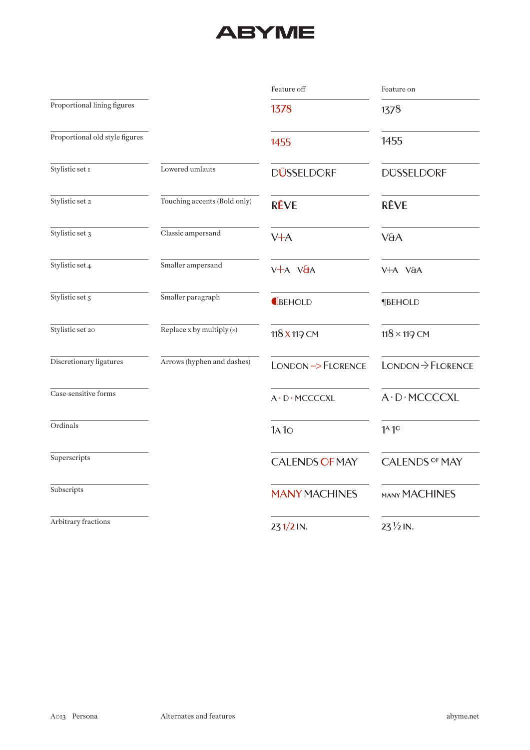# ABYME

| | | Feature off | Feature on |
|---|---|---|---|
| Proportional lining figures | | 1378 | 1378 |
| Proportional old style figures | | 1455 | 1455 |
| Stylistic set 1 | Lowered umlauts | DÜSSELDORF | DÜSSELDORF |
| Stylistic set 2 | Touching accents (Bold only) | **RÊVE** | **RÊVE** |
| Stylistic set 3 | Classic ampersand | V+A | V&A |
| Stylistic set 4 | Smaller ampersand | V+A V&A | V+A V&A |
| Stylistic set 5 | Smaller paragraph | ¶BEHOLD | ¶BEHOLD |
| Stylistic set 20 | Replace x by multiply (×) | 118 X 119 CM | 118 × 119 CM |
| Discretionary ligatures | Arrows (hyphen and dashes) | LONDON –> FLORENCE | LONDON → FLORENCE |
| Case-sensitive forms | | A · D · MCCCCXL | A · D · MCCCCXL |
| Ordinals | | 1A 1O | 1ᴬ 1ᴼ |
| Superscripts | | CALENDS OF MAY | CALENDS ᴼᶠ MAY |
| Subscripts | | MANY MACHINES | MANY MACHINES |
| Arbitrary fractions | | 23 1/2 IN. | 23 ½ IN. |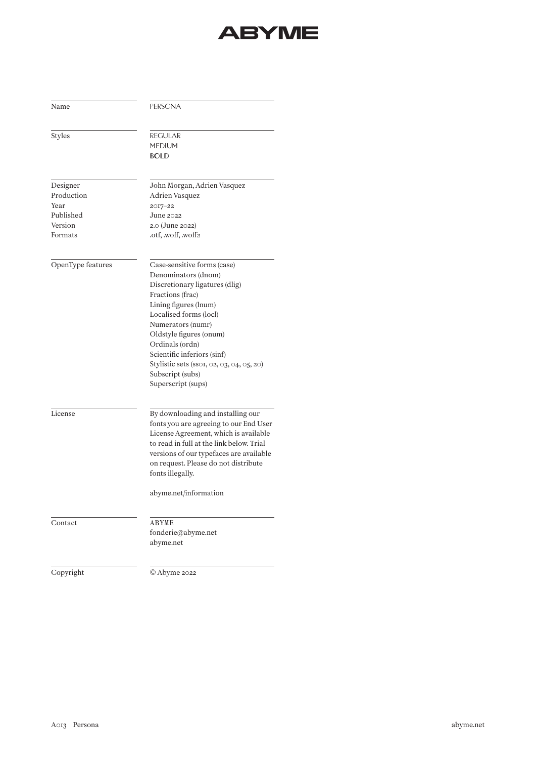# ABYME

| | |
|---|---|
| Name | PERSONA |
| Styles | REGULAR<br>MEDIUM<br>**BOLD** |
| Designer | John Morgan, Adrien Vasquez |
| Production | Adrien Vasquez |
| Year | 2017–22 |
| Published | June 2022 |
| Version | 2.0 (June 2022) |
| Formats | .otf, .woff, .woff2 |
| OpenType features | Case-sensitive forms (case)<br>Denominators (dnom)<br>Discretionary ligatures (dlig)<br>Fractions (frac)<br>Lining figures (lnum)<br>Localised forms (locl)<br>Numerators (numr)<br>Oldstyle figures (onum)<br>Ordinals (ordn)<br>Scientific inferiors (sinf)<br>Stylistic sets (ss01, 02, 03, 04, 05, 20)<br>Subscript (subs)<br>Superscript (sups) |
| License | By downloading and installing our fonts you are agreeing to our End User License Agreement, which is available to read in full at the link below. Trial versions of our typefaces are available on request. Please do not distribute fonts illegally.<br><br>abyme.net/information |
| Contact | ABYME<br>fonderie@abyme.net<br>abyme.net |
| Copyright | © Abyme 2022 |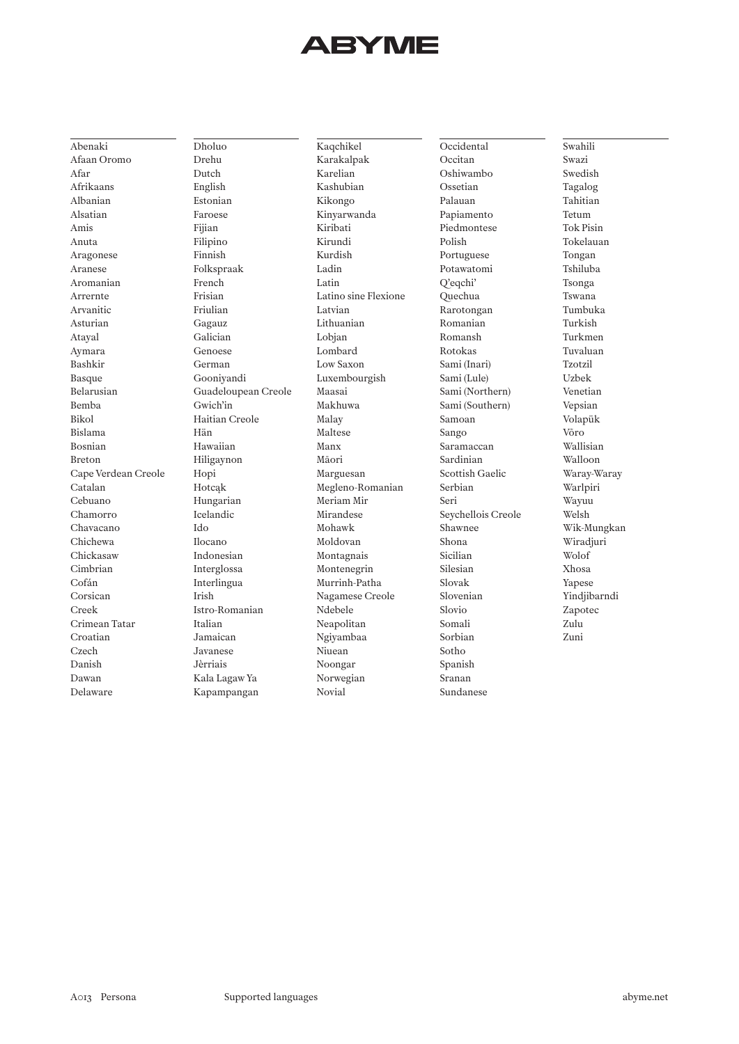# ABYME

Abenaki
Afaan Oromo
Afar
Afrikaans
Albanian
Alsatian
Amis
Anuta
Aragonese
Aranese
Aromanian
Arrernte
Arvanitic
Asturian
Atayal
Aymara
Bashkir
Basque
Belarusian
Bemba
Bikol
Bislama
Bosnian
Breton
Cape Verdean Creole
Catalan
Cebuano
Chamorro
Chavacano
Chichewa
Chickasaw
Cimbrian
Cofán
Corsican
Creek
Crimean Tatar
Croatian
Czech
Danish
Dawan
Delaware
Dholuo
Drehu
Dutch
English
Estonian
Faroese
Fijian
Filipino
Finnish
Folkspraak
French
Frisian
Friulian
Gagauz
Galician
Genoese
German
Gooniyandi
Guadeloupean Creole
Gwich'in
Haitian Creole
Hän
Hawaiian
Hiligaynon
Hopi
Hotcąk
Hungarian
Icelandic
Ido
Ilocano
Indonesian
Interglossa
Interlingua
Irish
Istro-Romanian
Italian
Jamaican
Javanese
Jèrriais
Kala Lagaw Ya
Kapampangan
Kaqchikel
Karakalpak
Karelian
Kashubian
Kikongo
Kinyarwanda
Kiribati
Kirundi
Kurdish
Ladin
Latin
Latino sine Flexione
Latvian
Lithuanian
Lobjan
Lombard
Low Saxon
Luxembourgish
Maasai
Makhuwa
Malay
Maltese
Manx
Māori
Marguesan
Megleno-Romanian
Meriam Mir
Mirandese
Mohawk
Moldovan
Montagnais
Montenegrin
Murrinh-Patha
Nagamese Creole
Ndebele
Neapolitan
Ngiyambaa
Niuean
Noongar
Norwegian
Novial
Occidental
Occitan
Oshiwambo
Ossetian
Palauan
Papiamento
Piedmontese
Polish
Portuguese
Potawatomi
Q'eqchi'
Quechua
Rarotongan
Romanian
Romansh
Rotokas
Sami (Inari)
Sami (Lule)
Sami (Northern)
Sami (Southern)
Samoan
Sango
Saramaccan
Sardinian
Scottish Gaelic
Serbian
Seri
Seychellois Creole
Shawnee
Shona
Sicilian
Silesian
Slovak
Slovenian
Slovio
Somali
Sorbian
Sotho
Spanish
Sranan
Sundanese
Swahili
Swazi
Swedish
Tagalog
Tahitian
Tetum
Tok Pisin
Tokelauan
Tongan
Tshiluba
Tsonga
Tswana
Tumbuka
Turkish
Turkmen
Tuvaluan
Tzotzil
Uzbek
Venetian
Vepsian
Volapük
Võro
Wallisian
Walloon
Waray-Waray
Warlpiri
Wayuu
Welsh
Wik-Mungkan
Wiradjuri
Wolof
Xhosa
Yapese
Yindjibarndi
Zapotec
Zulu
Zuni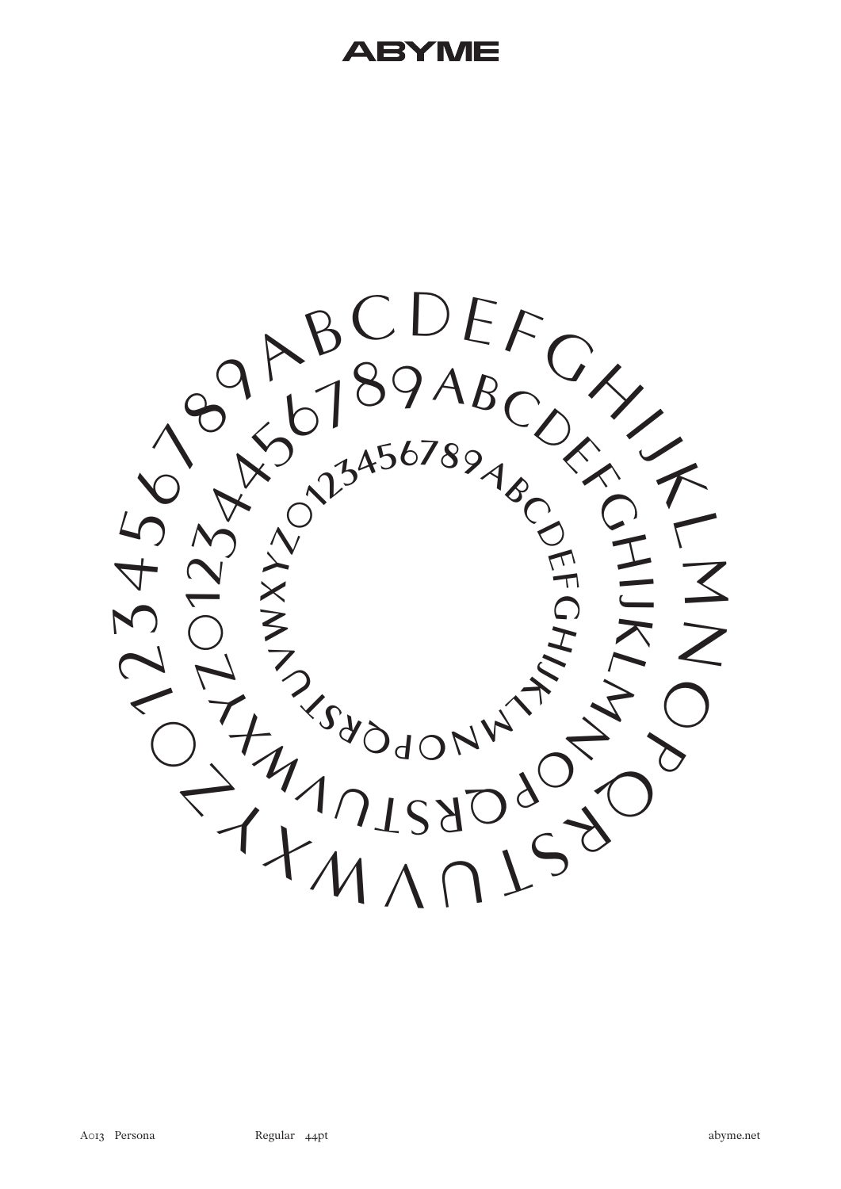0123456789ABCDEFGHIJKLMNOPQRSTUVWXYZ

0123456789ABCDEFGHIJKLMNOPQRSTUVWXYZ

0123456789ABCDEFGHIJKLMNOPQRSTUVWXYZ

A013 Persona Regular 44pt abyme.net